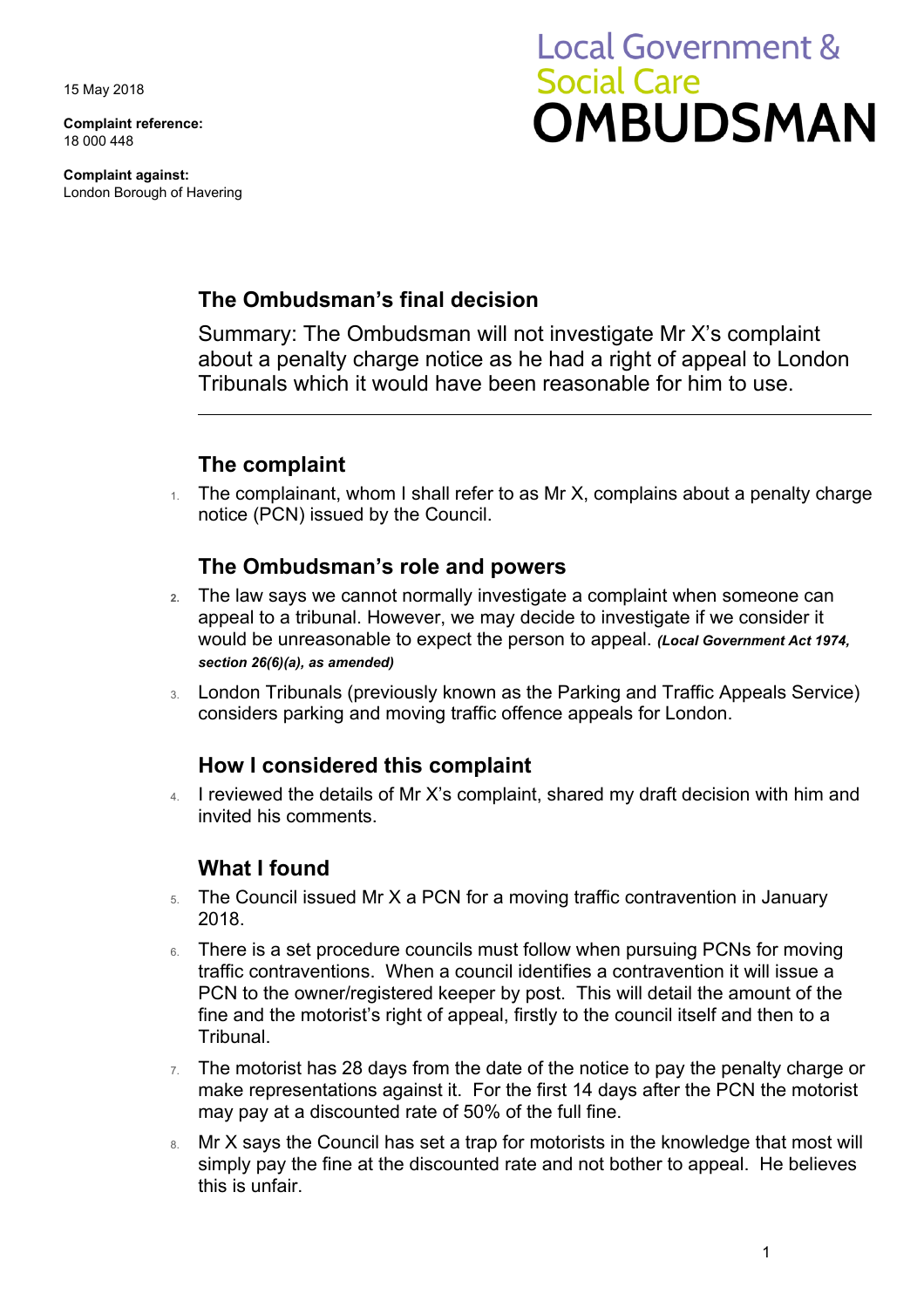15 May 2018

**Complaint reference:**
18 000 448

**Complaint against:**
London Borough of Havering

Local Government & Social Care
**OMBUDSMAN**

## The Ombudsman's final decision

Summary: The Ombudsman will not investigate Mr X's complaint about a penalty charge notice as he had a right of appeal to London Tribunals which it would have been reasonable for him to use.

## The complaint

1. The complainant, whom I shall refer to as Mr X, complains about a penalty charge notice (PCN) issued by the Council.

## The Ombudsman's role and powers

2. The law says we cannot normally investigate a complaint when someone can appeal to a tribunal. However, we may decide to investigate if we consider it would be unreasonable to expect the person to appeal. ***(Local Government Act 1974, section 26(6)(a), as amended)***

3. London Tribunals (previously known as the Parking and Traffic Appeals Service) considers parking and moving traffic offence appeals for London.

## How I considered this complaint

4. I reviewed the details of Mr X's complaint, shared my draft decision with him and invited his comments.

## What I found

5. The Council issued Mr X a PCN for a moving traffic contravention in January 2018.

6. There is a set procedure councils must follow when pursuing PCNs for moving traffic contraventions. When a council identifies a contravention it will issue a PCN to the owner/registered keeper by post. This will detail the amount of the fine and the motorist's right of appeal, firstly to the council itself and then to a Tribunal.

7. The motorist has 28 days from the date of the notice to pay the penalty charge or make representations against it. For the first 14 days after the PCN the motorist may pay at a discounted rate of 50% of the full fine.

8. Mr X says the Council has set a trap for motorists in the knowledge that most will simply pay the fine at the discounted rate and not bother to appeal. He believes this is unfair.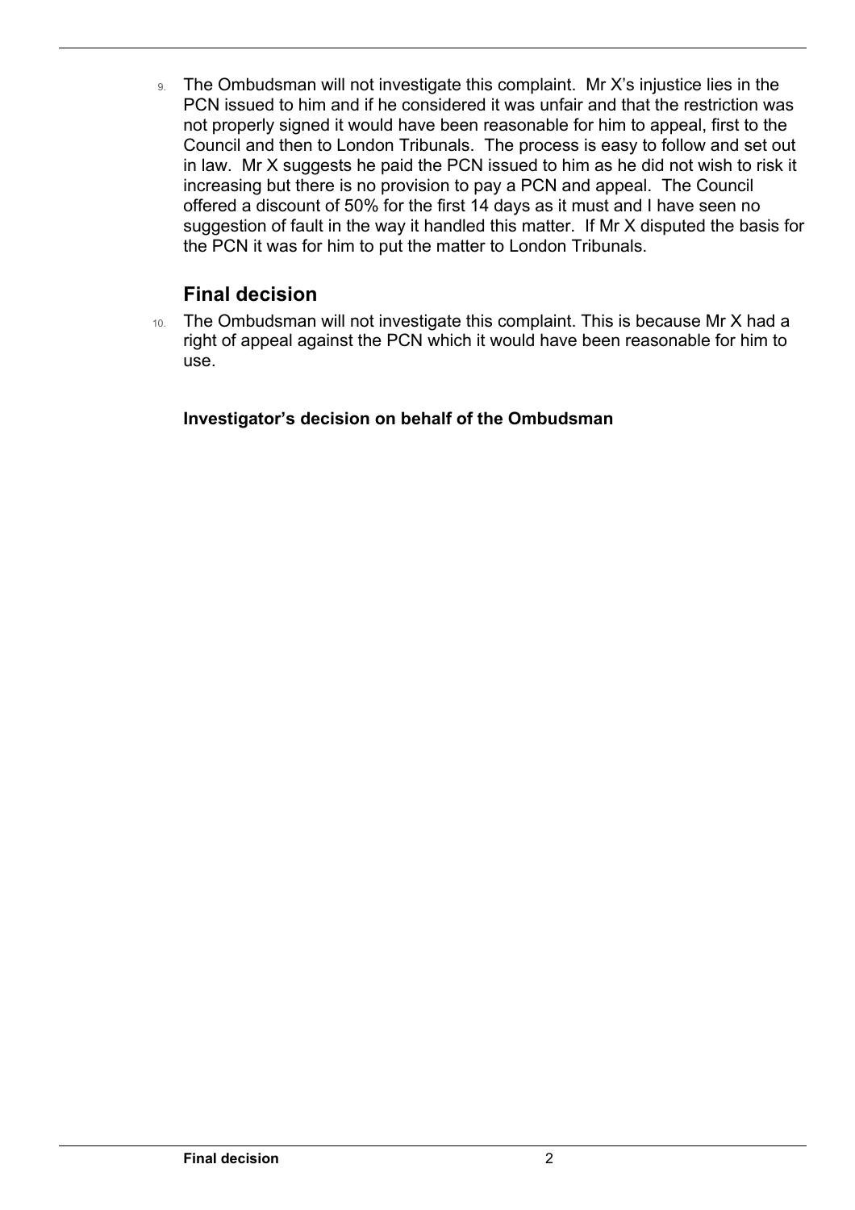9. The Ombudsman will not investigate this complaint. Mr X's injustice lies in the PCN issued to him and if he considered it was unfair and that the restriction was not properly signed it would have been reasonable for him to appeal, first to the Council and then to London Tribunals. The process is easy to follow and set out in law. Mr X suggests he paid the PCN issued to him as he did not wish to risk it increasing but there is no provision to pay a PCN and appeal. The Council offered a discount of 50% for the first 14 days as it must and I have seen no suggestion of fault in the way it handled this matter. If Mr X disputed the basis for the PCN it was for him to put the matter to London Tribunals.

## Final decision

10. The Ombudsman will not investigate this complaint. This is because Mr X had a right of appeal against the PCN which it would have been reasonable for him to use.

**Investigator's decision on behalf of the Ombudsman**